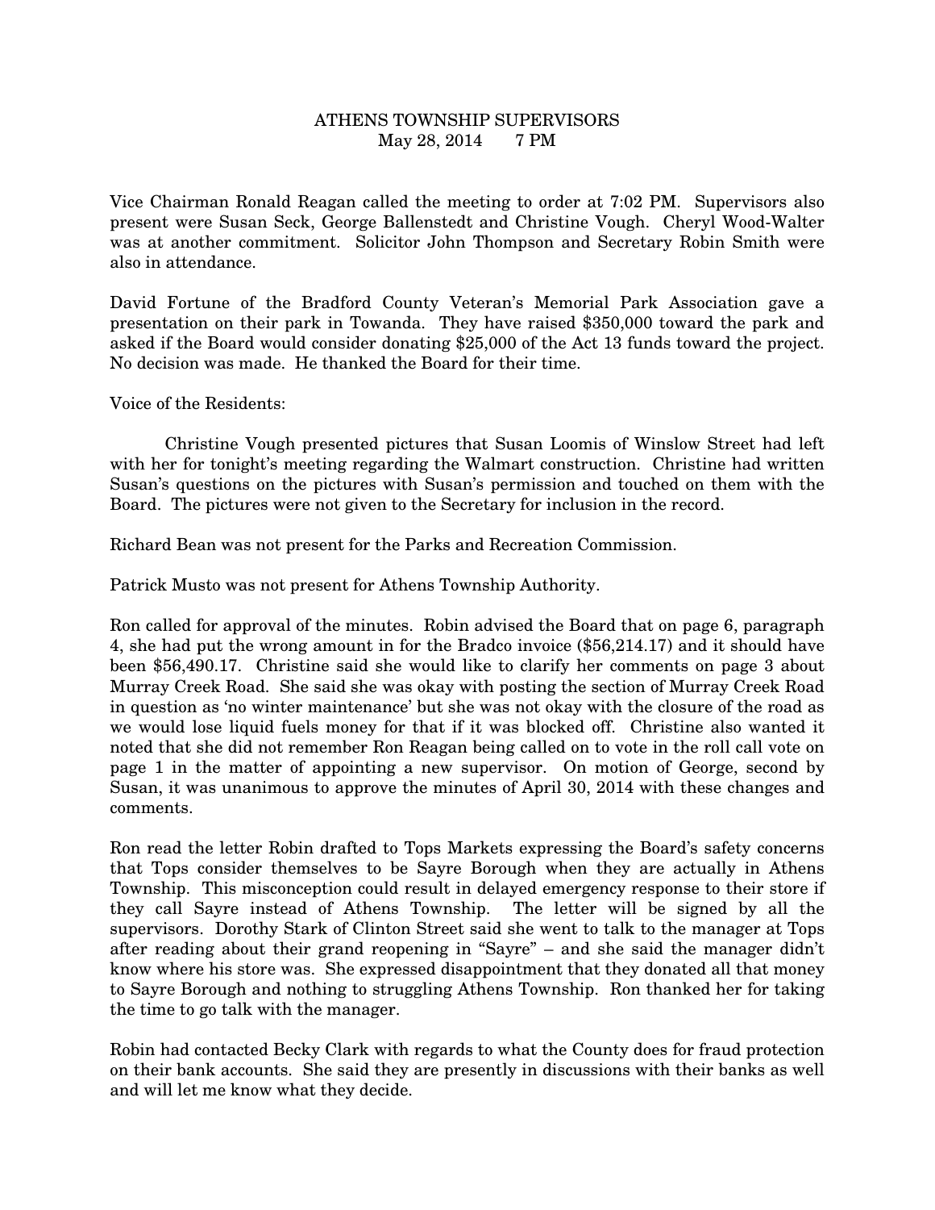# ATHENS TOWNSHIP SUPERVISORS

May 28, 2014 7 PM

Vice Chairman Ronald Reagan called the meeting to order at 7:02 PM. Supervisors also present were Susan Seck, George Ballenstedt and Christine Vough. Cheryl Wood-Walter was at another commitment. Solicitor John Thompson and Secretary Robin Smith were also in attendance.

David Fortune of the Bradford County Veteran's Memorial Park Association gave a presentation on their park in Towanda. They have raised $350,000 toward the park and asked if the Board would consider donating $25,000 of the Act 13 funds toward the project. No decision was made. He thanked the Board for their time.

Voice of the Residents:

Christine Vough presented pictures that Susan Loomis of Winslow Street had left with her for tonight's meeting regarding the Walmart construction. Christine had written Susan's questions on the pictures with Susan's permission and touched on them with the Board. The pictures were not given to the Secretary for inclusion in the record.

Richard Bean was not present for the Parks and Recreation Commission.

Patrick Musto was not present for Athens Township Authority.

Ron called for approval of the minutes. Robin advised the Board that on page 6, paragraph 4, she had put the wrong amount in for the Bradco invoice ($56,214.17) and it should have been $56,490.17. Christine said she would like to clarify her comments on page 3 about Murray Creek Road. She said she was okay with posting the section of Murray Creek Road in question as 'no winter maintenance' but she was not okay with the closure of the road as we would lose liquid fuels money for that if it was blocked off. Christine also wanted it noted that she did not remember Ron Reagan being called on to vote in the roll call vote on page 1 in the matter of appointing a new supervisor. On motion of George, second by Susan, it was unanimous to approve the minutes of April 30, 2014 with these changes and comments.

Ron read the letter Robin drafted to Tops Markets expressing the Board's safety concerns that Tops consider themselves to be Sayre Borough when they are actually in Athens Township. This misconception could result in delayed emergency response to their store if they call Sayre instead of Athens Township. The letter will be signed by all the supervisors. Dorothy Stark of Clinton Street said she went to talk to the manager at Tops after reading about their grand reopening in "Sayre" – and she said the manager didn't know where his store was. She expressed disappointment that they donated all that money to Sayre Borough and nothing to struggling Athens Township. Ron thanked her for taking the time to go talk with the manager.

Robin had contacted Becky Clark with regards to what the County does for fraud protection on their bank accounts. She said they are presently in discussions with their banks as well and will let me know what they decide.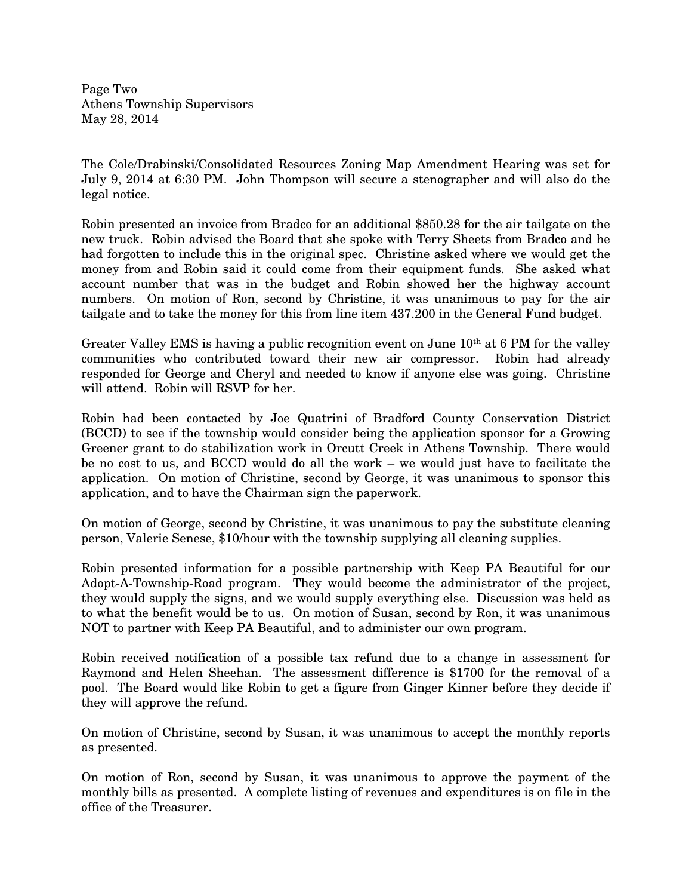The Cole/Drabinski/Consolidated Resources Zoning Map Amendment Hearing was set for July 9, 2014 at 6:30 PM. John Thompson will secure a stenographer and will also do the legal notice.

Robin presented an invoice from Bradco for an additional $850.28 for the air tailgate on the new truck. Robin advised the Board that she spoke with Terry Sheets from Bradco and he had forgotten to include this in the original spec. Christine asked where we would get the money from and Robin said it could come from their equipment funds. She asked what account number that was in the budget and Robin showed her the highway account numbers. On motion of Ron, second by Christine, it was unanimous to pay for the air tailgate and to take the money for this from line item 437.200 in the General Fund budget.

Greater Valley EMS is having a public recognition event on June 10th at 6 PM for the valley communities who contributed toward their new air compressor. Robin had already responded for George and Cheryl and needed to know if anyone else was going. Christine will attend. Robin will RSVP for her.

Robin had been contacted by Joe Quatrini of Bradford County Conservation District (BCCD) to see if the township would consider being the application sponsor for a Growing Greener grant to do stabilization work in Orcutt Creek in Athens Township. There would be no cost to us, and BCCD would do all the work – we would just have to facilitate the application. On motion of Christine, second by George, it was unanimous to sponsor this application, and to have the Chairman sign the paperwork.

On motion of George, second by Christine, it was unanimous to pay the substitute cleaning person, Valerie Senese, $10/hour with the township supplying all cleaning supplies.

Robin presented information for a possible partnership with Keep PA Beautiful for our Adopt-A-Township-Road program. They would become the administrator of the project, they would supply the signs, and we would supply everything else. Discussion was held as to what the benefit would be to us. On motion of Susan, second by Ron, it was unanimous NOT to partner with Keep PA Beautiful, and to administer our own program.

Robin received notification of a possible tax refund due to a change in assessment for Raymond and Helen Sheehan. The assessment difference is $1700 for the removal of a pool. The Board would like Robin to get a figure from Ginger Kinner before they decide if they will approve the refund.

On motion of Christine, second by Susan, it was unanimous to accept the monthly reports as presented.

On motion of Ron, second by Susan, it was unanimous to approve the payment of the monthly bills as presented. A complete listing of revenues and expenditures is on file in the office of the Treasurer.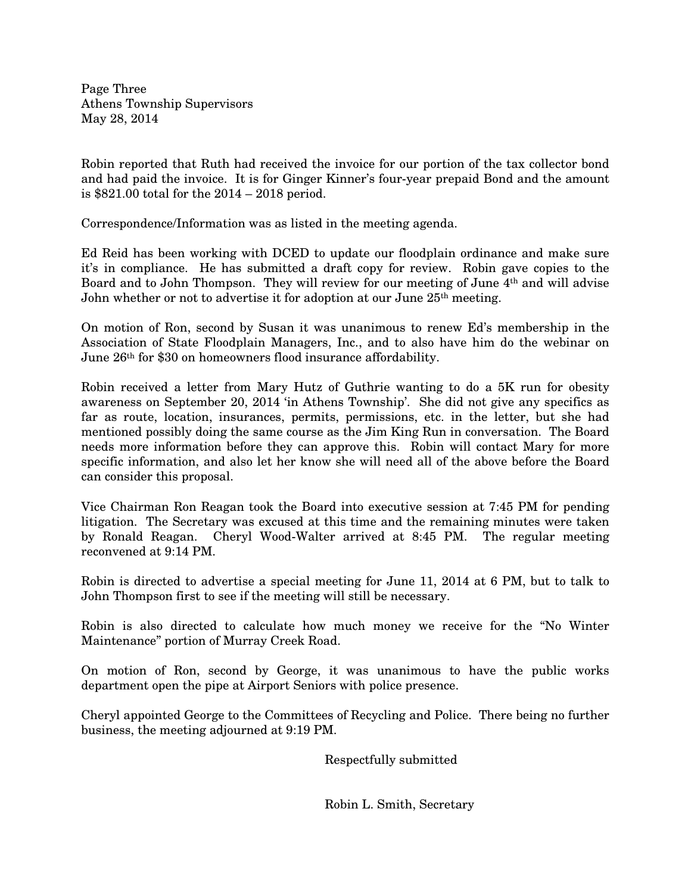Robin reported that Ruth had received the invoice for our portion of the tax collector bond and had paid the invoice. It is for Ginger Kinner's four-year prepaid Bond and the amount is $821.00 total for the 2014 – 2018 period.

Correspondence/Information was as listed in the meeting agenda.

Ed Reid has been working with DCED to update our floodplain ordinance and make sure it's in compliance. He has submitted a draft copy for review. Robin gave copies to the Board and to John Thompson. They will review for our meeting of June 4th and will advise John whether or not to advertise it for adoption at our June 25th meeting.

On motion of Ron, second by Susan it was unanimous to renew Ed's membership in the Association of State Floodplain Managers, Inc., and to also have him do the webinar on June 26th for $30 on homeowners flood insurance affordability.

Robin received a letter from Mary Hutz of Guthrie wanting to do a 5K run for obesity awareness on September 20, 2014 'in Athens Township'. She did not give any specifics as far as route, location, insurances, permits, permissions, etc. in the letter, but she had mentioned possibly doing the same course as the Jim King Run in conversation. The Board needs more information before they can approve this. Robin will contact Mary for more specific information, and also let her know she will need all of the above before the Board can consider this proposal.

Vice Chairman Ron Reagan took the Board into executive session at 7:45 PM for pending litigation. The Secretary was excused at this time and the remaining minutes were taken by Ronald Reagan. Cheryl Wood-Walter arrived at 8:45 PM. The regular meeting reconvened at 9:14 PM.

Robin is directed to advertise a special meeting for June 11, 2014 at 6 PM, but to talk to John Thompson first to see if the meeting will still be necessary.

Robin is also directed to calculate how much money we receive for the "No Winter Maintenance" portion of Murray Creek Road.

On motion of Ron, second by George, it was unanimous to have the public works department open the pipe at Airport Seniors with police presence.

Cheryl appointed George to the Committees of Recycling and Police. There being no further business, the meeting adjourned at 9:19 PM.

Respectfully submitted

Robin L. Smith, Secretary